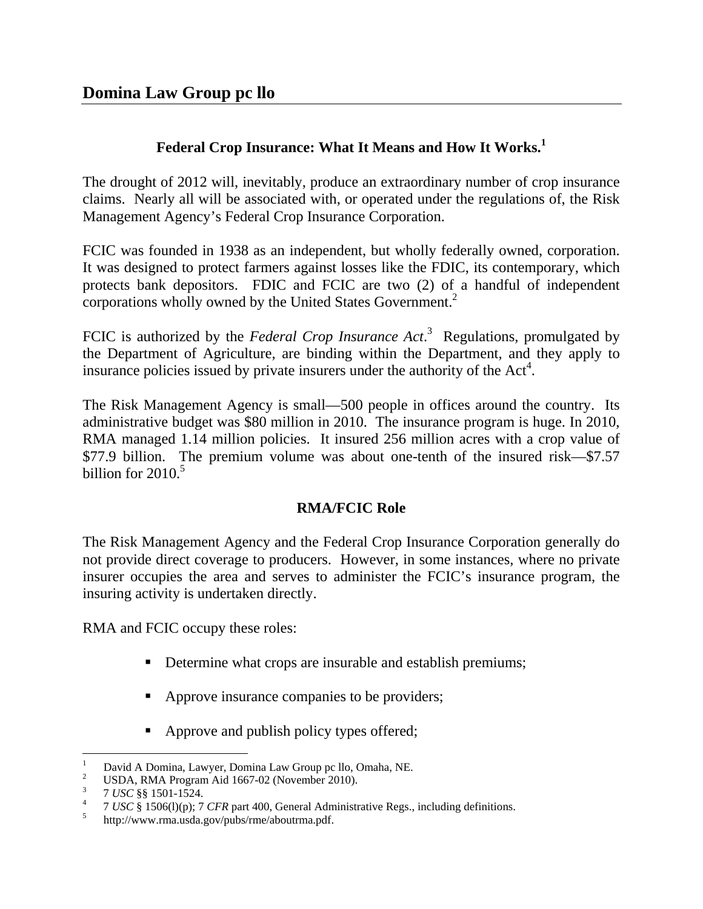# Domina Law Group pc llo

## Federal Crop Insurance: What It Means and How It Works.[1]

The drought of 2012 will, inevitably, produce an extraordinary number of crop insurance claims. Nearly all will be associated with, or operated under the regulations of, the Risk Management Agency's Federal Crop Insurance Corporation.

FCIC was founded in 1938 as an independent, but wholly federally owned, corporation. It was designed to protect farmers against losses like the FDIC, its contemporary, which protects bank depositors. FDIC and FCIC are two (2) of a handful of independent corporations wholly owned by the United States Government.[2]

FCIC is authorized by the *Federal Crop Insurance Act*.[3] Regulations, promulgated by the Department of Agriculture, are binding within the Department, and they apply to insurance policies issued by private insurers under the authority of the Act[4].

The Risk Management Agency is small—500 people in offices around the country. Its administrative budget was $80 million in 2010. The insurance program is huge. In 2010, RMA managed 1.14 million policies. It insured 256 million acres with a crop value of $77.9 billion. The premium volume was about one-tenth of the insured risk—$7.57 billion for 2010.[5]

### RMA/FCIC Role

The Risk Management Agency and the Federal Crop Insurance Corporation generally do not provide direct coverage to producers. However, in some instances, where no private insurer occupies the area and serves to administer the FCIC's insurance program, the insuring activity is undertaken directly.

RMA and FCIC occupy these roles:

- Determine what crops are insurable and establish premiums;
- Approve insurance companies to be providers;
- Approve and publish policy types offered;

---

[1] David A Domina, Lawyer, Domina Law Group pc llo, Omaha, NE.

[2] USDA, RMA Program Aid 1667-02 (November 2010).

[3] 7 *USC* §§ 1501-1524.

[4] 7 *USC* § 1506(l)(p); 7 *CFR* part 400, General Administrative Regs., including definitions.

[5] http://www.rma.usda.gov/pubs/rme/aboutrma.pdf.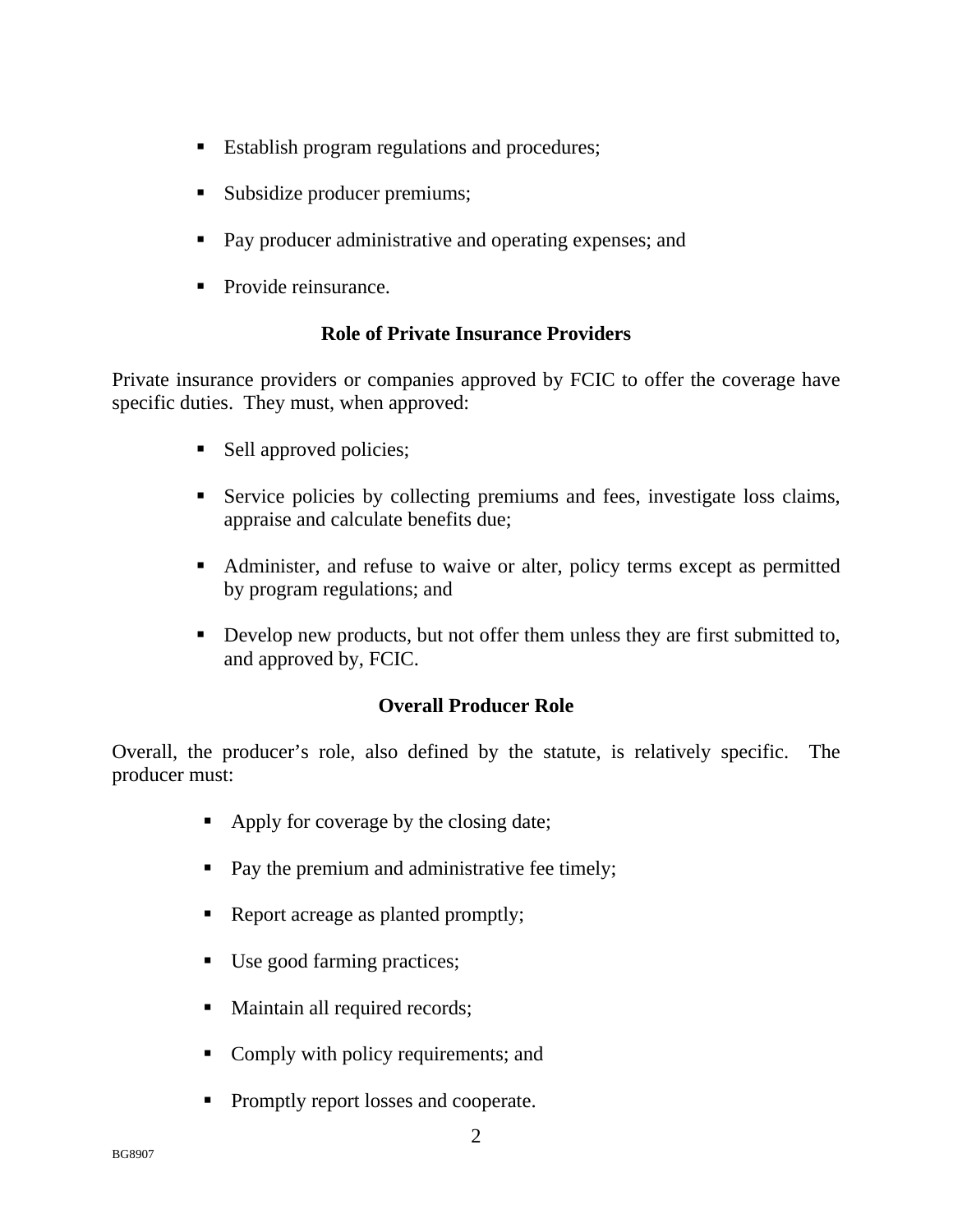- Establish program regulations and procedures;
- Subsidize producer premiums;
- Pay producer administrative and operating expenses; and
- Provide reinsurance.

## Role of Private Insurance Providers

Private insurance providers or companies approved by FCIC to offer the coverage have specific duties. They must, when approved:

- Sell approved policies;
- Service policies by collecting premiums and fees, investigate loss claims, appraise and calculate benefits due;
- Administer, and refuse to waive or alter, policy terms except as permitted by program regulations; and
- Develop new products, but not offer them unless they are first submitted to, and approved by, FCIC.

## Overall Producer Role

Overall, the producer's role, also defined by the statute, is relatively specific. The producer must:

- Apply for coverage by the closing date;
- Pay the premium and administrative fee timely;
- Report acreage as planted promptly;
- Use good farming practices;
- Maintain all required records;
- Comply with policy requirements; and
- Promptly report losses and cooperate.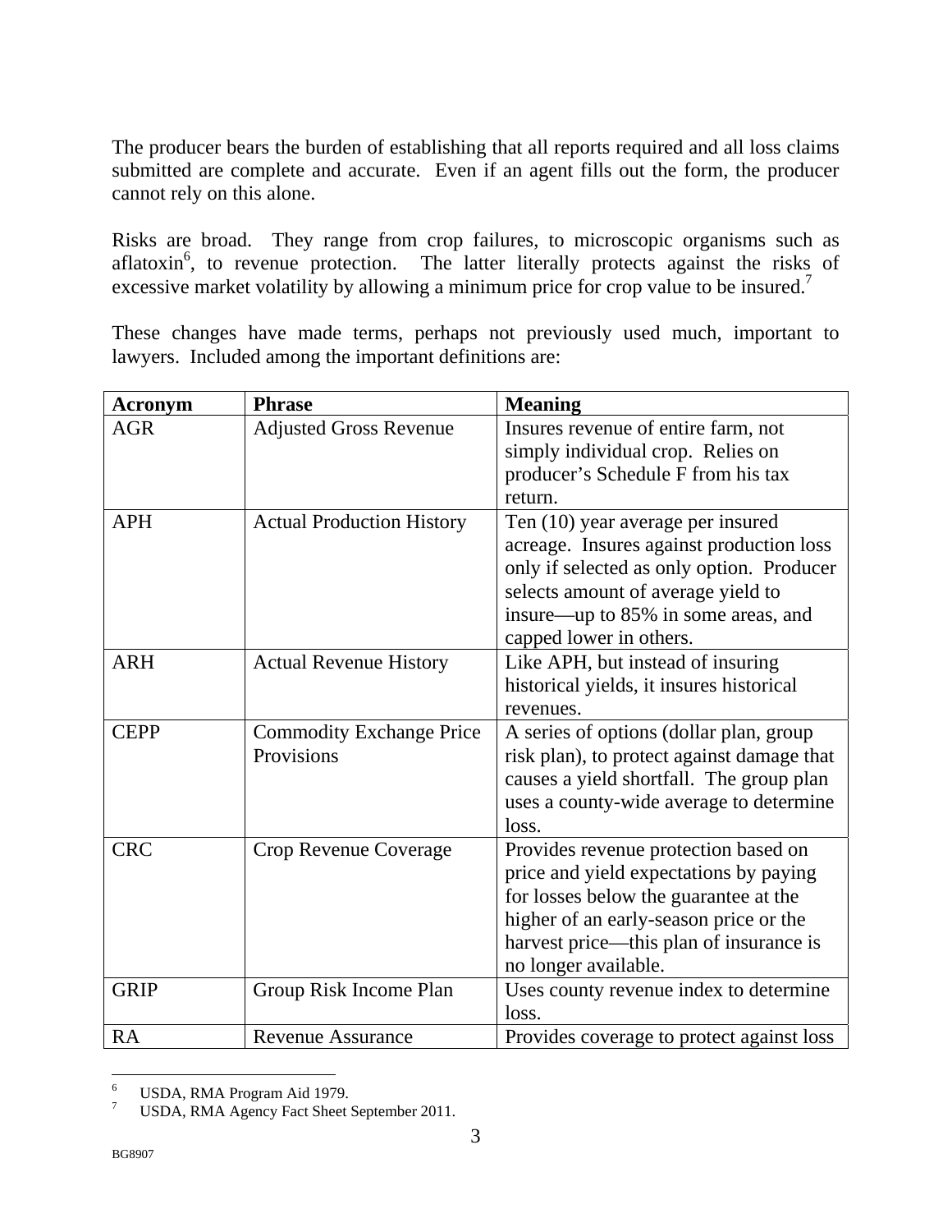The producer bears the burden of establishing that all reports required and all loss claims submitted are complete and accurate. Even if an agent fills out the form, the producer cannot rely on this alone.

Risks are broad. They range from crop failures, to microscopic organisms such as aflatoxin[6], to revenue protection. The latter literally protects against the risks of excessive market volatility by allowing a minimum price for crop value to be insured.[7]

These changes have made terms, perhaps not previously used much, important to lawyers. Included among the important definitions are:

| Acronym | Phrase | Meaning |
|---|---|---|
| AGR | Adjusted Gross Revenue | Insures revenue of entire farm, not simply individual crop. Relies on producer's Schedule F from his tax return. |
| APH | Actual Production History | Ten (10) year average per insured acreage. Insures against production loss only if selected as only option. Producer selects amount of average yield to insure—up to 85% in some areas, and capped lower in others. |
| ARH | Actual Revenue History | Like APH, but instead of insuring historical yields, it insures historical revenues. |
| CEPP | Commodity Exchange Price Provisions | A series of options (dollar plan, group risk plan), to protect against damage that causes a yield shortfall. The group plan uses a county-wide average to determine loss. |
| CRC | Crop Revenue Coverage | Provides revenue protection based on price and yield expectations by paying for losses below the guarantee at the higher of an early-season price or the harvest price—this plan of insurance is no longer available. |
| GRIP | Group Risk Income Plan | Uses county revenue index to determine loss. |
| RA | Revenue Assurance | Provides coverage to protect against loss |

[6] USDA, RMA Program Aid 1979.

[7] USDA, RMA Agency Fact Sheet September 2011.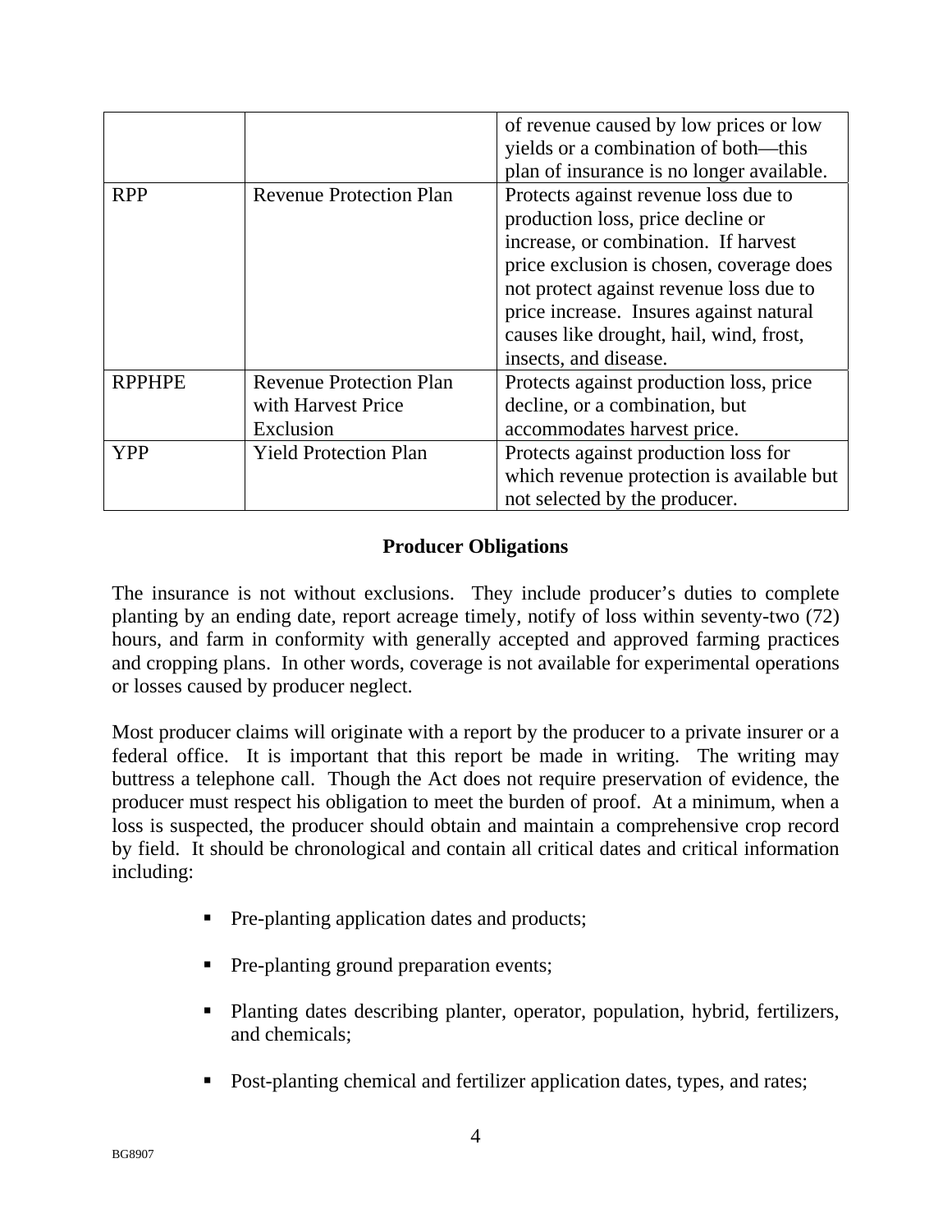| | | |
|---|---|---|
| | | of revenue caused by low prices or low yields or a combination of both—this plan of insurance is no longer available. |
| RPP | Revenue Protection Plan | Protects against revenue loss due to production loss, price decline or increase, or combination. If harvest price exclusion is chosen, coverage does not protect against revenue loss due to price increase. Insures against natural causes like drought, hail, wind, frost, insects, and disease. |
| RPPHPE | Revenue Protection Plan with Harvest Price Exclusion | Protects against production loss, price decline, or a combination, but accommodates harvest price. |
| YPP | Yield Protection Plan | Protects against production loss for which revenue protection is available but not selected by the producer. |

## Producer Obligations

The insurance is not without exclusions. They include producer's duties to complete planting by an ending date, report acreage timely, notify of loss within seventy-two (72) hours, and farm in conformity with generally accepted and approved farming practices and cropping plans. In other words, coverage is not available for experimental operations or losses caused by producer neglect.

Most producer claims will originate with a report by the producer to a private insurer or a federal office. It is important that this report be made in writing. The writing may buttress a telephone call. Though the Act does not require preservation of evidence, the producer must respect his obligation to meet the burden of proof. At a minimum, when a loss is suspected, the producer should obtain and maintain a comprehensive crop record by field. It should be chronological and contain all critical dates and critical information including:

- Pre-planting application dates and products;
- Pre-planting ground preparation events;
- Planting dates describing planter, operator, population, hybrid, fertilizers, and chemicals;
- Post-planting chemical and fertilizer application dates, types, and rates;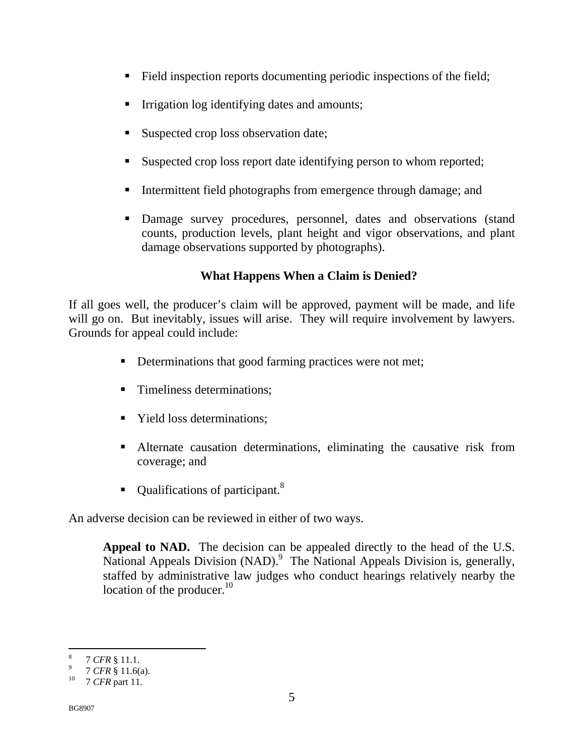- Field inspection reports documenting periodic inspections of the field;
- Irrigation log identifying dates and amounts;
- Suspected crop loss observation date;
- Suspected crop loss report date identifying person to whom reported;
- Intermittent field photographs from emergence through damage; and
- Damage survey procedures, personnel, dates and observations (stand counts, production levels, plant height and vigor observations, and plant damage observations supported by photographs).

### What Happens When a Claim is Denied?

If all goes well, the producer's claim will be approved, payment will be made, and life will go on. But inevitably, issues will arise. They will require involvement by lawyers. Grounds for appeal could include:

- Determinations that good farming practices were not met;
- Timeliness determinations;
- Yield loss determinations;
- Alternate causation determinations, eliminating the causative risk from coverage; and
- Qualifications of participant.[8]

An adverse decision can be reviewed in either of two ways.

> **Appeal to NAD.** The decision can be appealed directly to the head of the U.S. National Appeals Division (NAD).[9] The National Appeals Division is, generally, staffed by administrative law judges who conduct hearings relatively nearby the location of the producer.[10]

---

[8] 7 *CFR* § 11.1.

[9] 7 *CFR* § 11.6(a).

[10] 7 *CFR* part 11.

BG8907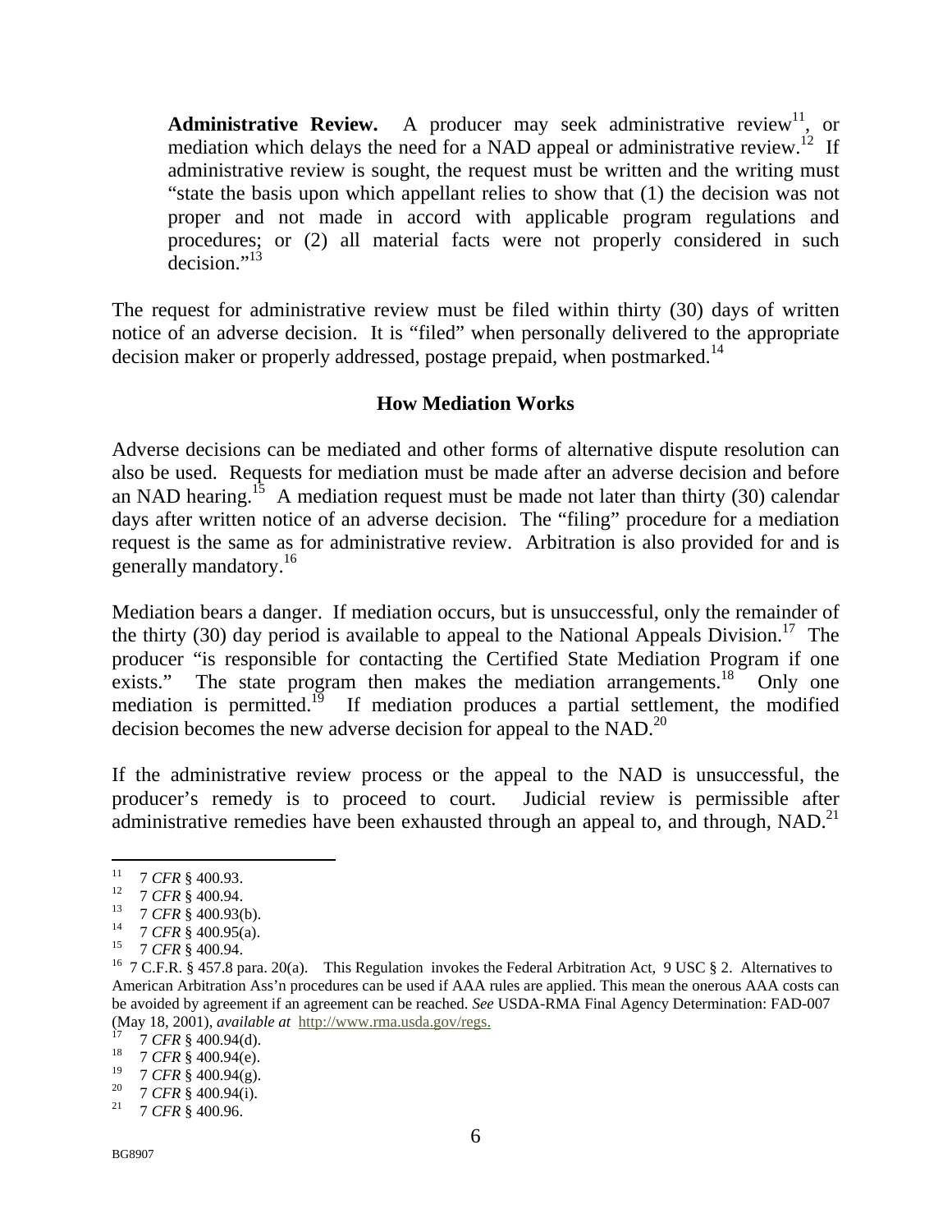> **Administrative Review.** A producer may seek administrative review[11], or mediation which delays the need for a NAD appeal or administrative review.[12] If administrative review is sought, the request must be written and the writing must "state the basis upon which appellant relies to show that (1) the decision was not proper and not made in accord with applicable program regulations and procedures; or (2) all material facts were not properly considered in such decision."[13]

The request for administrative review must be filed within thirty (30) days of written notice of an adverse decision. It is "filed" when personally delivered to the appropriate decision maker or properly addressed, postage prepaid, when postmarked.[14]

## How Mediation Works

Adverse decisions can be mediated and other forms of alternative dispute resolution can also be used. Requests for mediation must be made after an adverse decision and before an NAD hearing.[15] A mediation request must be made not later than thirty (30) calendar days after written notice of an adverse decision. The "filing" procedure for a mediation request is the same as for administrative review. Arbitration is also provided for and is generally mandatory.[16]

Mediation bears a danger. If mediation occurs, but is unsuccessful, only the remainder of the thirty (30) day period is available to appeal to the National Appeals Division.[17] The producer "is responsible for contacting the Certified State Mediation Program if one exists." The state program then makes the mediation arrangements.[18] Only one mediation is permitted.[19] If mediation produces a partial settlement, the modified decision becomes the new adverse decision for appeal to the NAD.[20]

If the administrative review process or the appeal to the NAD is unsuccessful, the producer's remedy is to proceed to court. Judicial review is permissible after administrative remedies have been exhausted through an appeal to, and through, NAD.[21]

---

[11] 7 *CFR* § 400.93.
[12] 7 *CFR* § 400.94.
[13] 7 *CFR* § 400.93(b).
[14] 7 *CFR* § 400.95(a).
[15] 7 *CFR* § 400.94.
[16] 7 C.F.R. § 457.8 para. 20(a). This Regulation invokes the Federal Arbitration Act, 9 USC § 2. Alternatives to American Arbitration Ass'n procedures can be used if AAA rules are applied. This mean the onerous AAA costs can be avoided by agreement if an agreement can be reached. *See* USDA-RMA Final Agency Determination: FAD-007 (May 18, 2001), *available at* http://www.rma.usda.gov/regs.
[17] 7 *CFR* § 400.94(d).
[18] 7 *CFR* § 400.94(e).
[19] 7 *CFR* § 400.94(g).
[20] 7 *CFR* § 400.94(i).
[21] 7 *CFR* § 400.96.

BG8907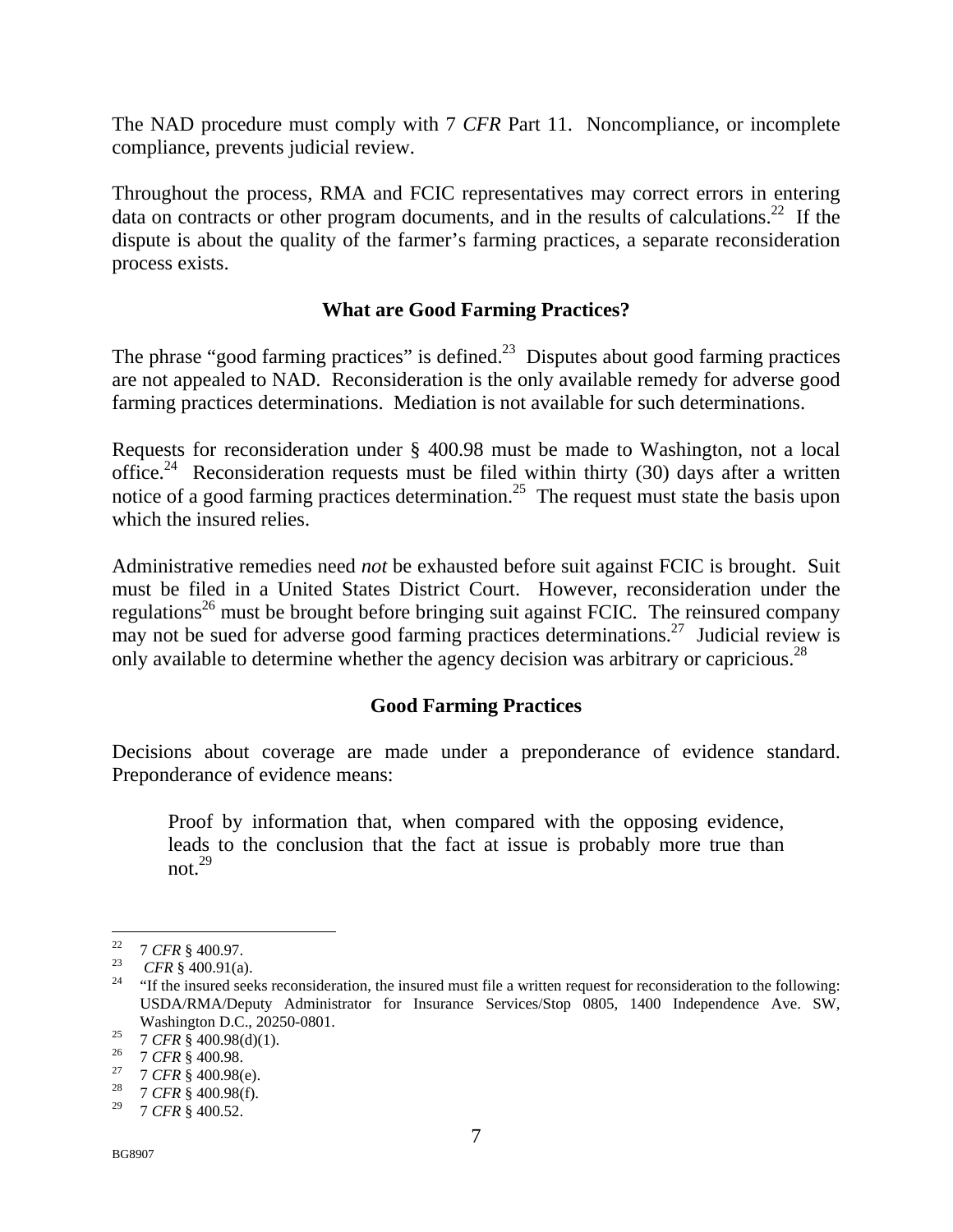The NAD procedure must comply with 7 *CFR* Part 11. Noncompliance, or incomplete compliance, prevents judicial review.

Throughout the process, RMA and FCIC representatives may correct errors in entering data on contracts or other program documents, and in the results of calculations.[22] If the dispute is about the quality of the farmer's farming practices, a separate reconsideration process exists.

## What are Good Farming Practices?

The phrase "good farming practices" is defined.[23] Disputes about good farming practices are not appealed to NAD. Reconsideration is the only available remedy for adverse good farming practices determinations. Mediation is not available for such determinations.

Requests for reconsideration under § 400.98 must be made to Washington, not a local office.[24] Reconsideration requests must be filed within thirty (30) days after a written notice of a good farming practices determination.[25] The request must state the basis upon which the insured relies.

Administrative remedies need *not* be exhausted before suit against FCIC is brought. Suit must be filed in a United States District Court. However, reconsideration under the regulations[26] must be brought before bringing suit against FCIC. The reinsured company may not be sued for adverse good farming practices determinations.[27] Judicial review is only available to determine whether the agency decision was arbitrary or capricious.[28]

## Good Farming Practices

Decisions about coverage are made under a preponderance of evidence standard. Preponderance of evidence means:

> Proof by information that, when compared with the opposing evidence, leads to the conclusion that the fact at issue is probably more true than not.[29]

---

22 7 *CFR* § 400.97.

23 *CFR* § 400.91(a).

24 "If the insured seeks reconsideration, the insured must file a written request for reconsideration to the following: USDA/RMA/Deputy Administrator for Insurance Services/Stop 0805, 1400 Independence Ave. SW, Washington D.C., 20250-0801.

25 7 *CFR* § 400.98(d)(1).

26 7 *CFR* § 400.98.

27 7 *CFR* § 400.98(e).

28 7 *CFR* § 400.98(f).

29 7 *CFR* § 400.52.

BG8907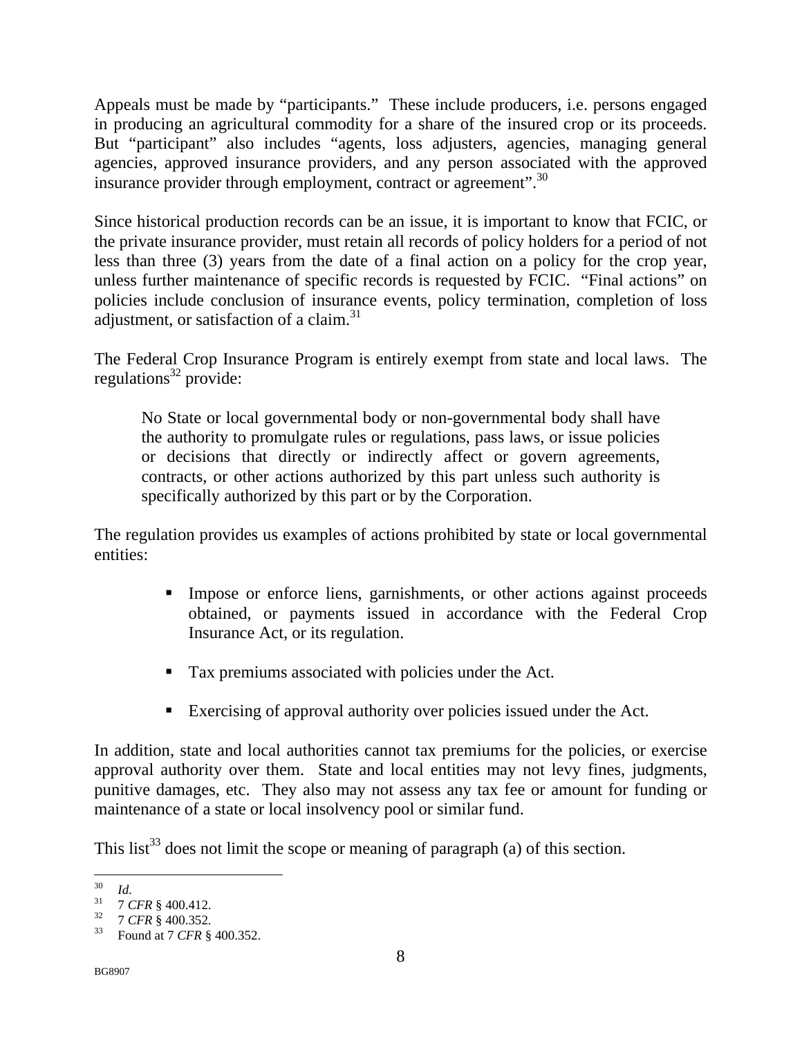Appeals must be made by "participants." These include producers, i.e. persons engaged in producing an agricultural commodity for a share of the insured crop or its proceeds. But "participant" also includes "agents, loss adjusters, agencies, managing general agencies, approved insurance providers, and any person associated with the approved insurance provider through employment, contract or agreement".[30]

Since historical production records can be an issue, it is important to know that FCIC, or the private insurance provider, must retain all records of policy holders for a period of not less than three (3) years from the date of a final action on a policy for the crop year, unless further maintenance of specific records is requested by FCIC. "Final actions" on policies include conclusion of insurance events, policy termination, completion of loss adjustment, or satisfaction of a claim.[31]

The Federal Crop Insurance Program is entirely exempt from state and local laws. The regulations[32] provide:

> No State or local governmental body or non-governmental body shall have the authority to promulgate rules or regulations, pass laws, or issue policies or decisions that directly or indirectly affect or govern agreements, contracts, or other actions authorized by this part unless such authority is specifically authorized by this part or by the Corporation.

The regulation provides us examples of actions prohibited by state or local governmental entities:

- Impose or enforce liens, garnishments, or other actions against proceeds obtained, or payments issued in accordance with the Federal Crop Insurance Act, or its regulation.
- Tax premiums associated with policies under the Act.
- Exercising of approval authority over policies issued under the Act.

In addition, state and local authorities cannot tax premiums for the policies, or exercise approval authority over them. State and local entities may not levy fines, judgments, punitive damages, etc. They also may not assess any tax fee or amount for funding or maintenance of a state or local insolvency pool or similar fund.

This list[33] does not limit the scope or meaning of paragraph (a) of this section.

---

[30] *Id.*
[31] 7 *CFR* § 400.412.
[32] 7 *CFR* § 400.352.
[33] Found at 7 *CFR* § 400.352.

BG8907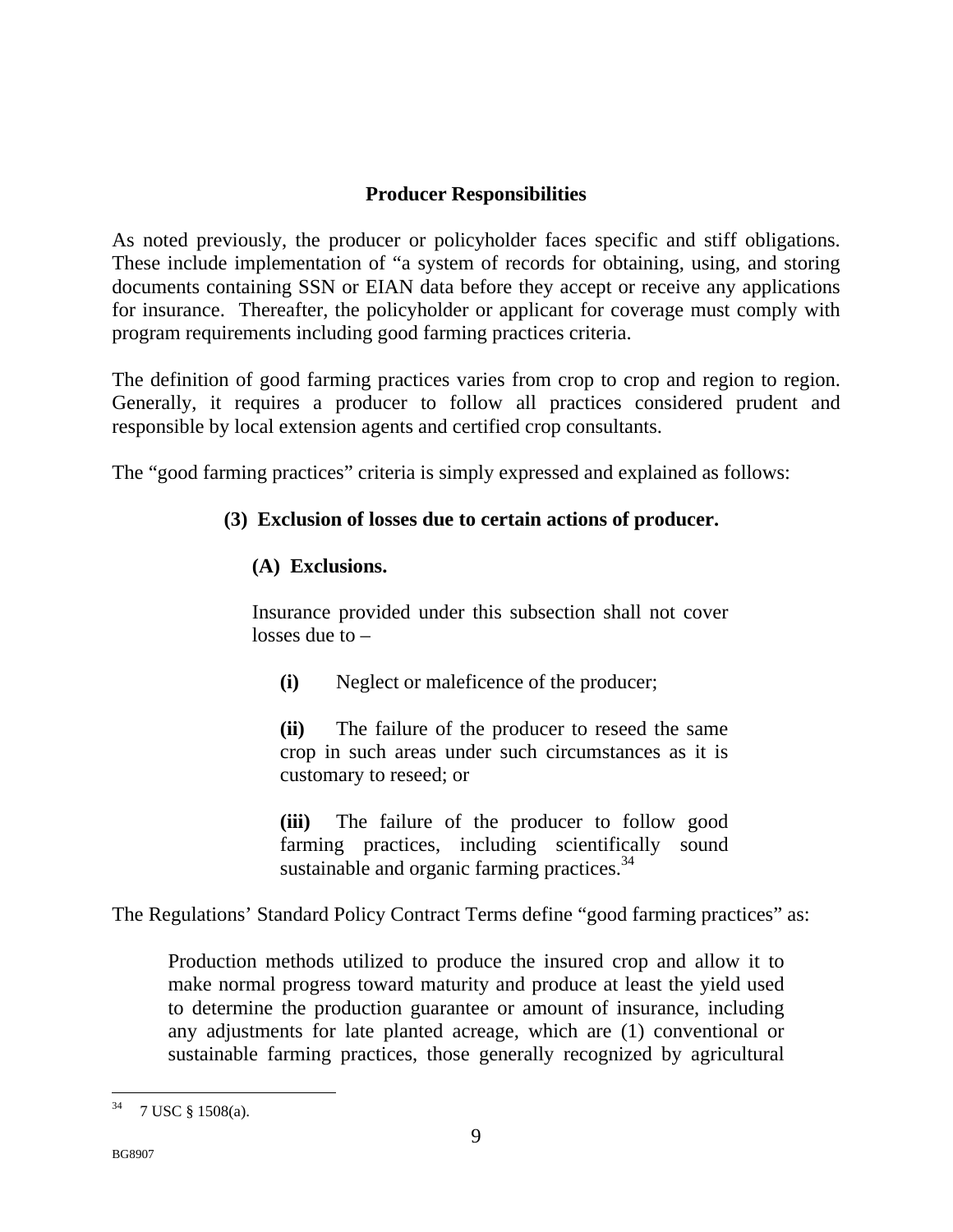## Producer Responsibilities

As noted previously, the producer or policyholder faces specific and stiff obligations. These include implementation of "a system of records for obtaining, using, and storing documents containing SSN or EIAN data before they accept or receive any applications for insurance. Thereafter, the policyholder or applicant for coverage must comply with program requirements including good farming practices criteria.

The definition of good farming practices varies from crop to crop and region to region. Generally, it requires a producer to follow all practices considered prudent and responsible by local extension agents and certified crop consultants.

The "good farming practices" criteria is simply expressed and explained as follows:

> **(3) Exclusion of losses due to certain actions of producer.**
>
> **(A) Exclusions.**
>
> Insurance provided under this subsection shall not cover losses due to –
>
> **(i)** Neglect or maleficence of the producer;
>
> **(ii)** The failure of the producer to reseed the same crop in such areas under such circumstances as it is customary to reseed; or
>
> **(iii)** The failure of the producer to follow good farming practices, including scientifically sound sustainable and organic farming practices.[34]

The Regulations' Standard Policy Contract Terms define "good farming practices" as:

> Production methods utilized to produce the insured crop and allow it to make normal progress toward maturity and produce at least the yield used to determine the production guarantee or amount of insurance, including any adjustments for late planted acreage, which are (1) conventional or sustainable farming practices, those generally recognized by agricultural

---

[34] 7 USC § 1508(a).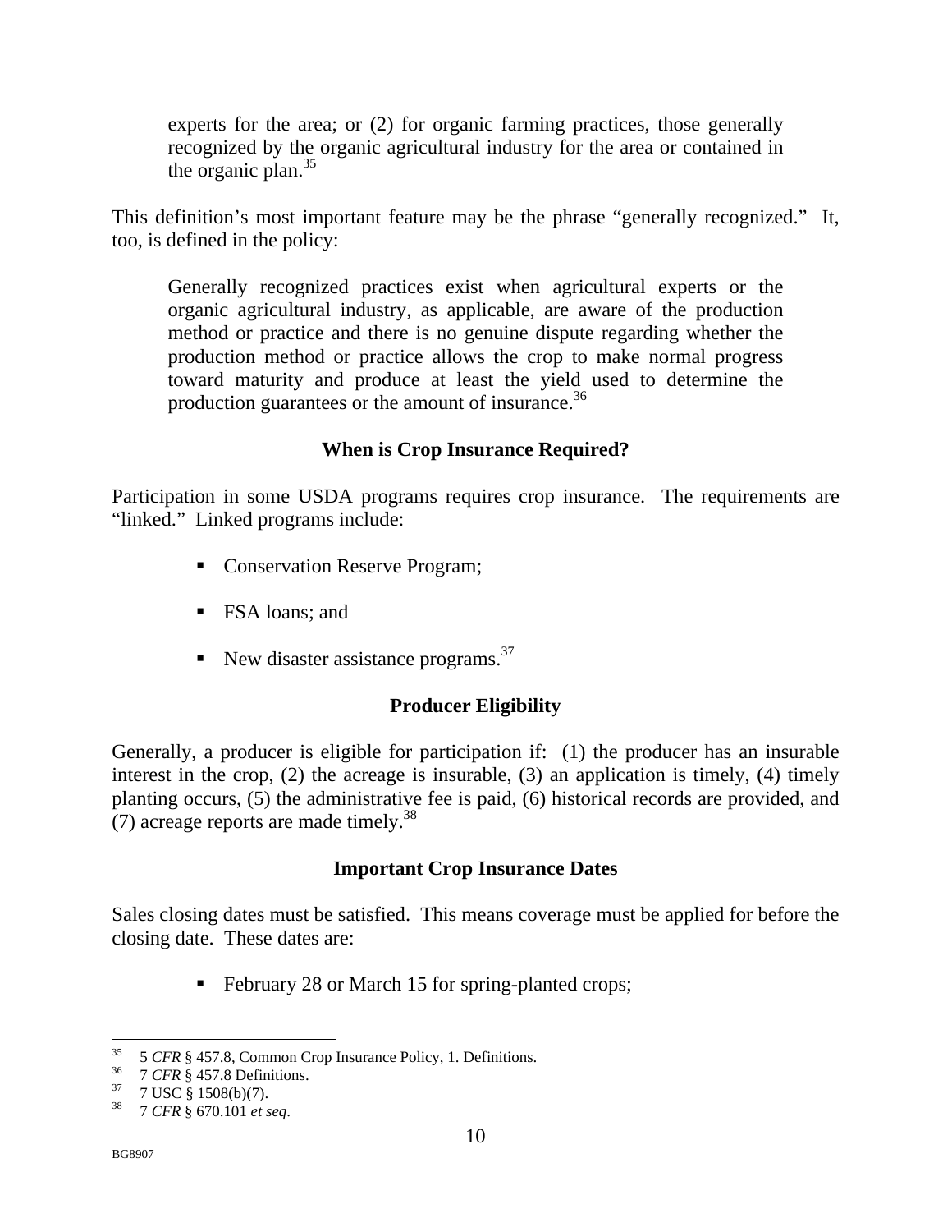> experts for the area; or (2) for organic farming practices, those generally recognized by the organic agricultural industry for the area or contained in the organic plan.[35]

This definition's most important feature may be the phrase "generally recognized." It, too, is defined in the policy:

> Generally recognized practices exist when agricultural experts or the organic agricultural industry, as applicable, are aware of the production method or practice and there is no genuine dispute regarding whether the production method or practice allows the crop to make normal progress toward maturity and produce at least the yield used to determine the production guarantees or the amount of insurance.[36]

### When is Crop Insurance Required?

Participation in some USDA programs requires crop insurance. The requirements are "linked." Linked programs include:

- Conservation Reserve Program;
- FSA loans; and
- New disaster assistance programs.[37]

### Producer Eligibility

Generally, a producer is eligible for participation if: (1) the producer has an insurable interest in the crop, (2) the acreage is insurable, (3) an application is timely, (4) timely planting occurs, (5) the administrative fee is paid, (6) historical records are provided, and (7) acreage reports are made timely.[38]

### Important Crop Insurance Dates

Sales closing dates must be satisfied. This means coverage must be applied for before the closing date. These dates are:

- February 28 or March 15 for spring-planted crops;

---

[35] 5 *CFR* § 457.8, Common Crop Insurance Policy, 1. Definitions.
[36] 7 *CFR* § 457.8 Definitions.
[37] 7 USC § 1508(b)(7).
[38] 7 *CFR* § 670.101 *et seq*.

BG8907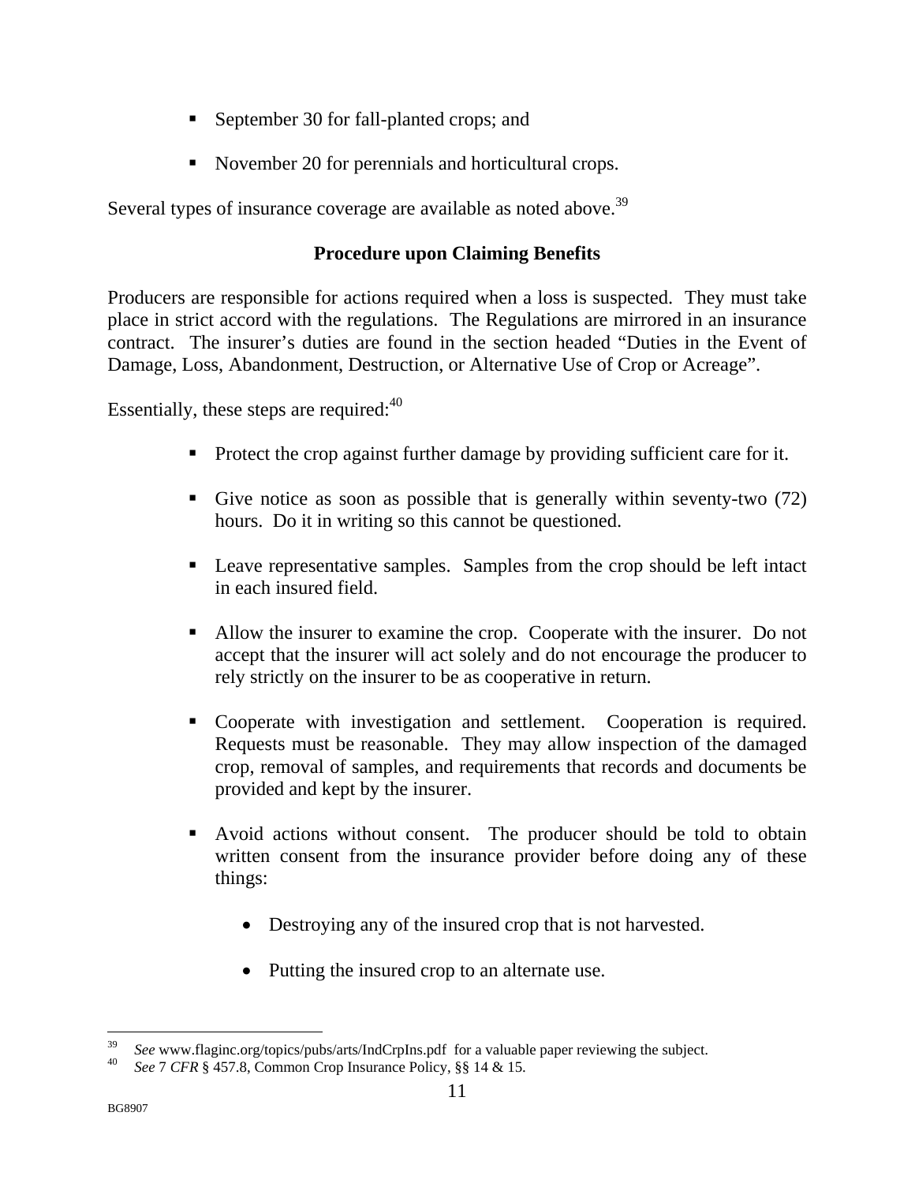- September 30 for fall-planted crops; and
- November 20 for perennials and horticultural crops.

Several types of insurance coverage are available as noted above.[39]

**Procedure upon Claiming Benefits**

Producers are responsible for actions required when a loss is suspected. They must take place in strict accord with the regulations. The Regulations are mirrored in an insurance contract. The insurer's duties are found in the section headed "Duties in the Event of Damage, Loss, Abandonment, Destruction, or Alternative Use of Crop or Acreage".

Essentially, these steps are required:[40]

- Protect the crop against further damage by providing sufficient care for it.
- Give notice as soon as possible that is generally within seventy-two (72) hours. Do it in writing so this cannot be questioned.
- Leave representative samples. Samples from the crop should be left intact in each insured field.
- Allow the insurer to examine the crop. Cooperate with the insurer. Do not accept that the insurer will act solely and do not encourage the producer to rely strictly on the insurer to be as cooperative in return.
- Cooperate with investigation and settlement. Cooperation is required. Requests must be reasonable. They may allow inspection of the damaged crop, removal of samples, and requirements that records and documents be provided and kept by the insurer.
- Avoid actions without consent. The producer should be told to obtain written consent from the insurance provider before doing any of these things:
  - Destroying any of the insured crop that is not harvested.
  - Putting the insured crop to an alternate use.

---

[39] *See* www.flaginc.org/topics/pubs/arts/IndCrpIns.pdf for a valuable paper reviewing the subject.

[40] *See* 7 *CFR* § 457.8, Common Crop Insurance Policy, §§ 14 & 15.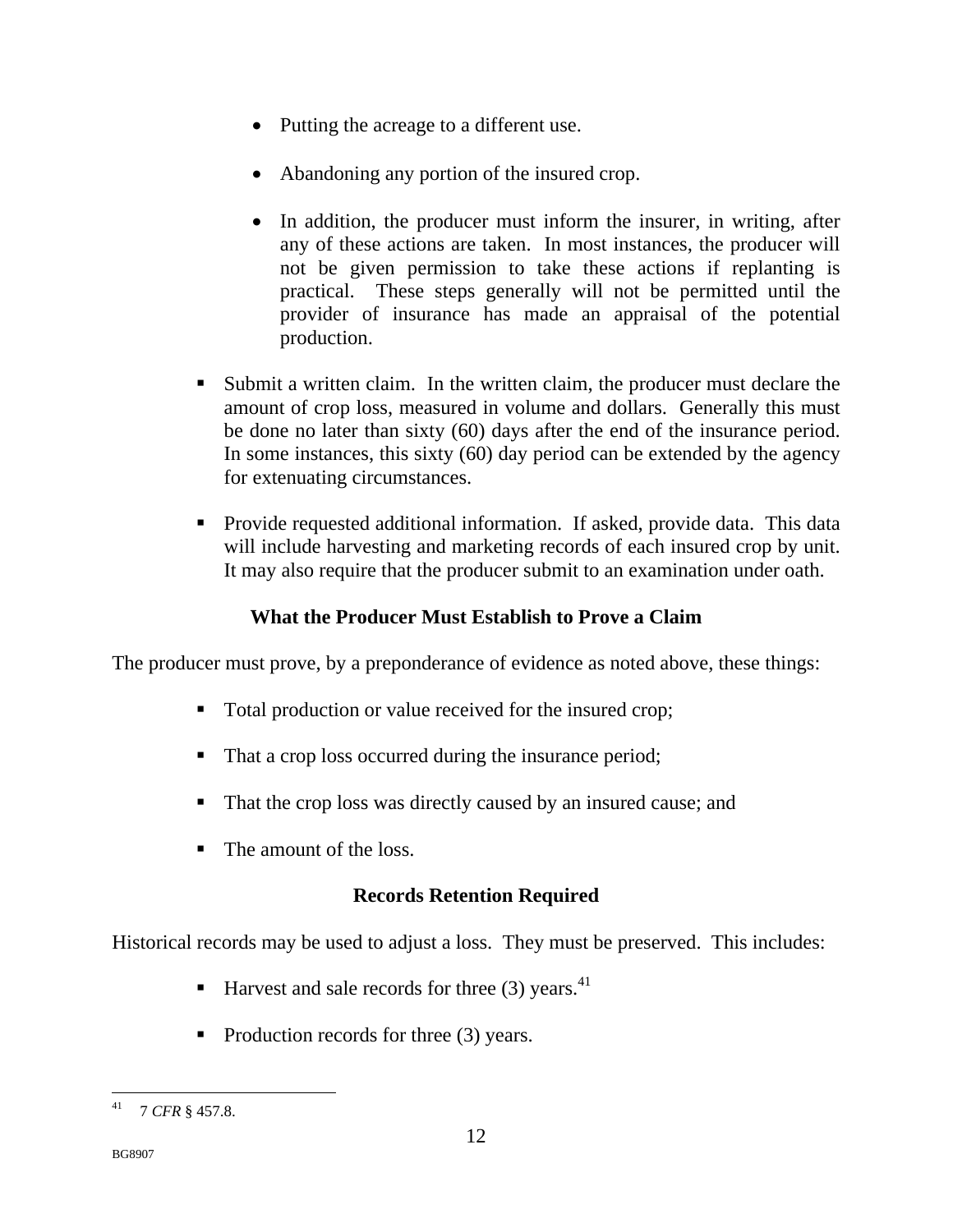- Putting the acreage to a different use.

  - Abandoning any portion of the insured crop.

  - In addition, the producer must inform the insurer, in writing, after any of these actions are taken. In most instances, the producer will not be given permission to take these actions if replanting is practical. These steps generally will not be permitted until the provider of insurance has made an appraisal of the potential production.

- Submit a written claim. In the written claim, the producer must declare the amount of crop loss, measured in volume and dollars. Generally this must be done no later than sixty (60) days after the end of the insurance period. In some instances, this sixty (60) day period can be extended by the agency for extenuating circumstances.

- Provide requested additional information. If asked, provide data. This data will include harvesting and marketing records of each insured crop by unit. It may also require that the producer submit to an examination under oath.

**What the Producer Must Establish to Prove a Claim**

The producer must prove, by a preponderance of evidence as noted above, these things:

- Total production or value received for the insured crop;

- That a crop loss occurred during the insurance period;

- That the crop loss was directly caused by an insured cause; and

- The amount of the loss.

**Records Retention Required**

Historical records may be used to adjust a loss. They must be preserved. This includes:

- Harvest and sale records for three (3) years.[41]

- Production records for three (3) years.

---

[41] 7 *CFR* § 457.8.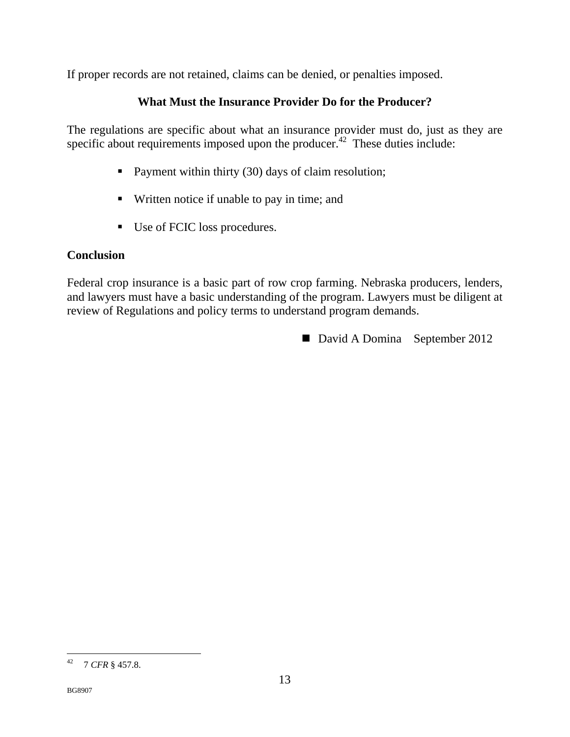If proper records are not retained, claims can be denied, or penalties imposed.

### What Must the Insurance Provider Do for the Producer?

The regulations are specific about what an insurance provider must do, just as they are specific about requirements imposed upon the producer.[42] These duties include:

- Payment within thirty (30) days of claim resolution;
- Written notice if unable to pay in time; and
- Use of FCIC loss procedures.

**Conclusion**

Federal crop insurance is a basic part of row crop farming. Nebraska producers, lenders, and lawyers must have a basic understanding of the program. Lawyers must be diligent at review of Regulations and policy terms to understand program demands.

■ David A Domina September 2012

---

[42] 7 *CFR* § 457.8.

BG8907